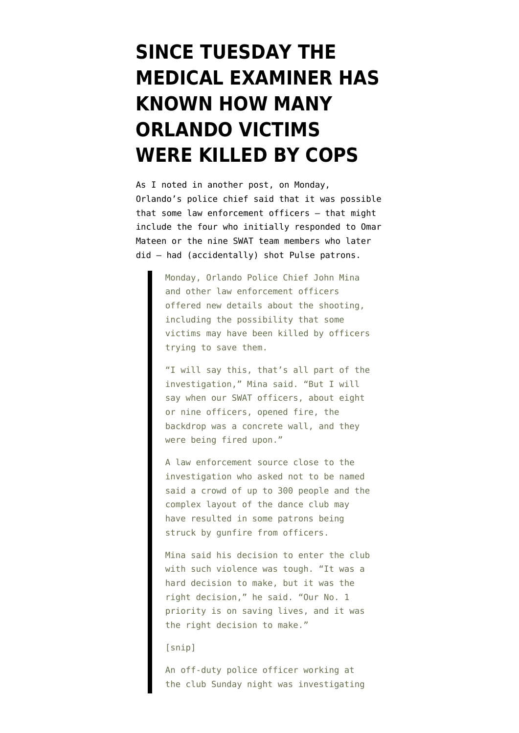# SINCE TUESDAY THE MEDICAL EXAMINER HAS KNOWN HOW MANY ORLANDO VICTIMS WERE KILLED BY COPS

As I noted in another post, on Monday, Orlando's police chief said that it was possible that some law enforcement officers — that might include the four who initially responded to Omar Mateen or the nine SWAT team members who later did — had (accidentally) shot Pulse patrons.

> Monday, Orlando Police Chief John Mina and other law enforcement officers offered new details about the shooting, including the possibility that some victims may have been killed by officers trying to save them.
>
> "I will say this, that's all part of the investigation," Mina said. "But I will say when our SWAT officers, about eight or nine officers, opened fire, the backdrop was a concrete wall, and they were being fired upon."
>
> A law enforcement source close to the investigation who asked not to be named said a crowd of up to 300 people and the complex layout of the dance club may have resulted in some patrons being struck by gunfire from officers.
>
> Mina said his decision to enter the club with such violence was tough. "It was a hard decision to make, but it was the right decision," he said. "Our No. 1 priority is on saving lives, and it was the right decision to make."
>
> [snip]
>
> An off-duty police officer working at the club Sunday night was investigating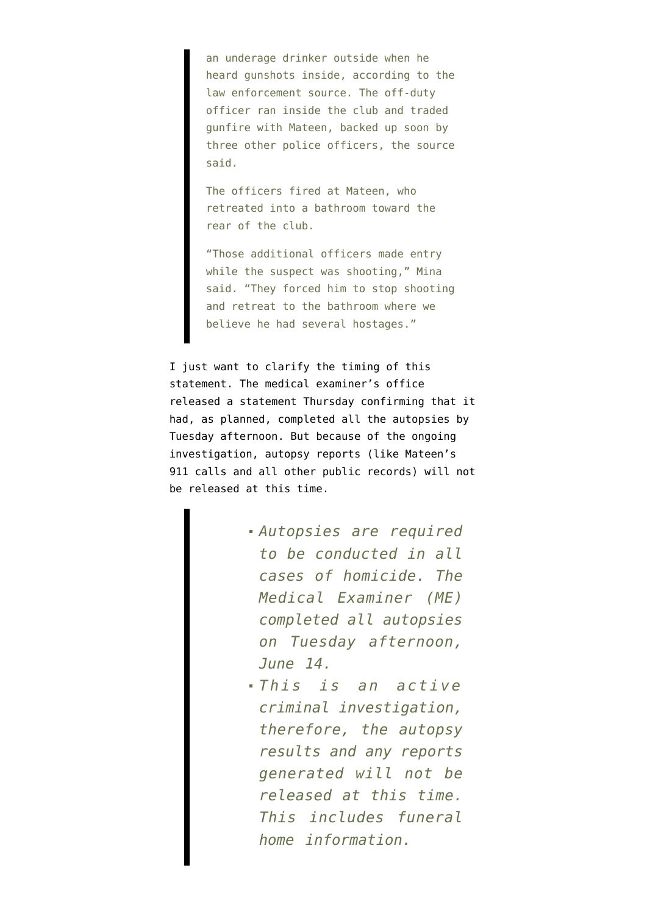> an underage drinker outside when he heard gunshots inside, according to the law enforcement source. The off-duty officer ran inside the club and traded gunfire with Mateen, backed up soon by three other police officers, the source said.
>
> The officers fired at Mateen, who retreated into a bathroom toward the rear of the club.
>
> "Those additional officers made entry while the suspect was shooting," Mina said. "They forced him to stop shooting and retreat to the bathroom where we believe he had several hostages."

I just want to clarify the timing of this statement. The medical examiner's office released a statement Thursday confirming that it had, as planned, completed all the autopsies by Tuesday afternoon. But because of the ongoing investigation, autopsy reports (like Mateen's 911 calls and all other public records) will not be released at this time.

> - *Autopsies are required to be conducted in all cases of homicide. The Medical Examiner (ME) completed all autopsies on Tuesday afternoon, June 14.*
> - *This is an active criminal investigation, therefore, the autopsy results and any reports generated will not be released at this time. This includes funeral home information.*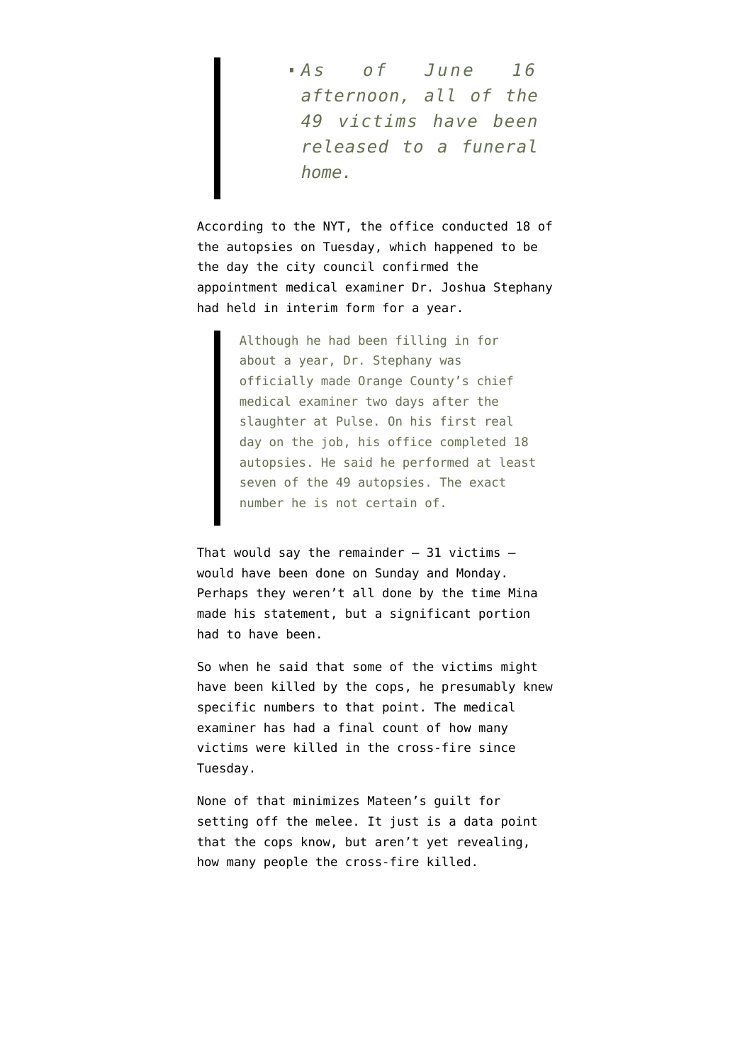> - *As of June 16 afternoon, all of the 49 victims have been released to a funeral home.*

According to the NYT, the office conducted 18 of the autopsies on Tuesday, which happened to be the day the city council confirmed the appointment medical examiner Dr. Joshua Stephany had held in interim form for a year.

> Although he had been filling in for about a year, Dr. Stephany was officially made Orange County's chief medical examiner two days after the slaughter at Pulse. On his first real day on the job, his office completed 18 autopsies. He said he performed at least seven of the 49 autopsies. The exact number he is not certain of.

That would say the remainder — 31 victims — would have been done on Sunday and Monday. Perhaps they weren't all done by the time Mina made his statement, but a significant portion had to have been.

So when he said that some of the victims might have been killed by the cops, he presumably knew specific numbers to that point. The medical examiner has had a final count of how many victims were killed in the cross-fire since Tuesday.

None of that minimizes Mateen's guilt for setting off the melee. It just is a data point that the cops know, but aren't yet revealing, how many people the cross-fire killed.